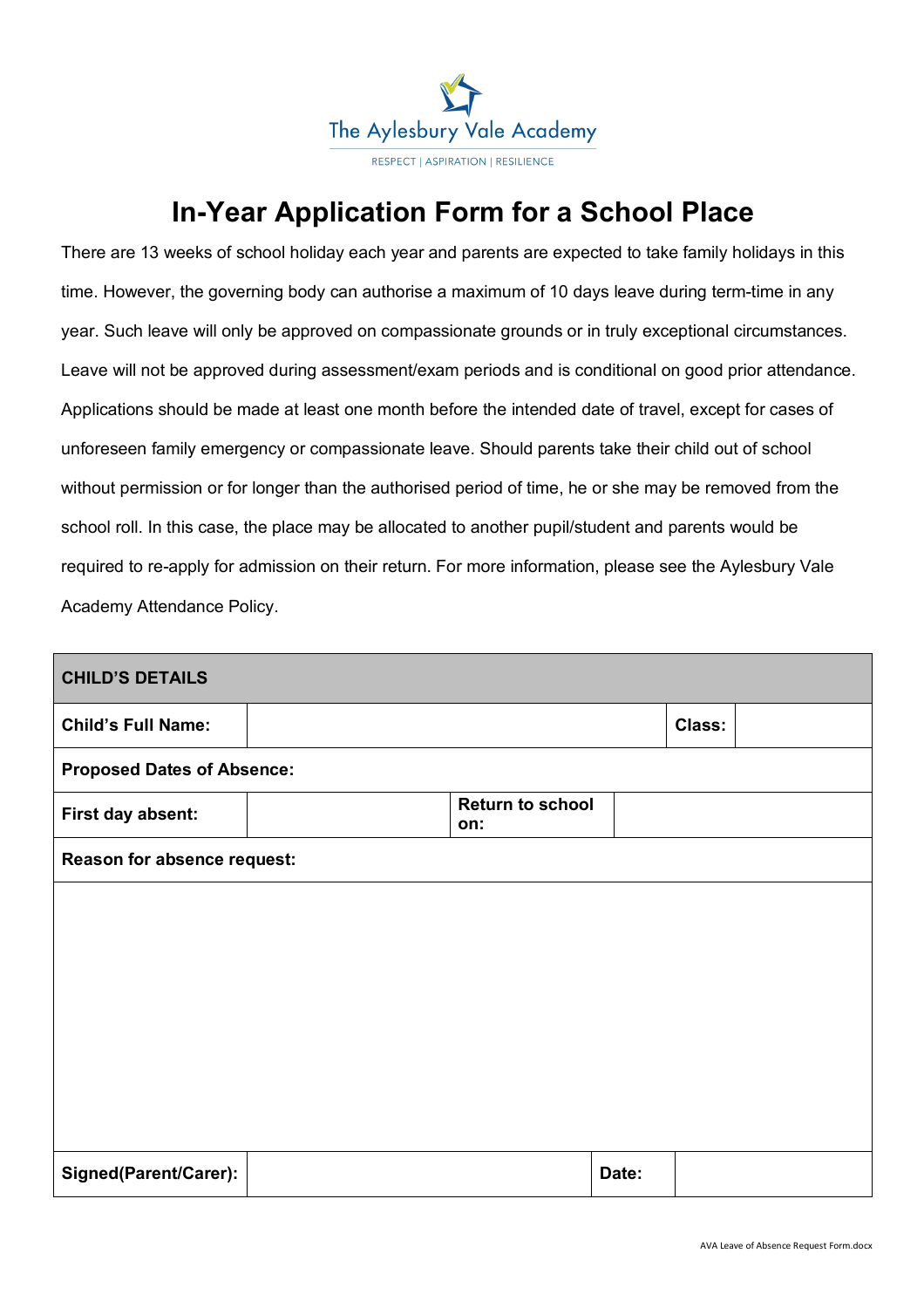The Aylesbury Vale Academy

RESPECT | ASPIRATION | RESILIENCE

# In-Year Application Form for a School Place

There are 13 weeks of school holiday each year and parents are expected to take family holidays in this time. However, the governing body can authorise a maximum of 10 days leave during term-time in any year. Such leave will only be approved on compassionate grounds or in truly exceptional circumstances. Leave will not be approved during assessment/exam periods and is conditional on good prior attendance. Applications should be made at least one month before the intended date of travel, except for cases of unforeseen family emergency or compassionate leave. Should parents take their child out of school without permission or for longer than the authorised period of time, he or she may be removed from the school roll. In this case, the place may be allocated to another pupil/student and parents would be required to re-apply for admission on their return. For more information, please see the Aylesbury Vale Academy Attendance Policy.

| **CHILD'S DETAILS** | | | |
|---|---|---|---|
| **Child's Full Name:** | | **Class:** | |
| **Proposed Dates of Absence:** | | | |
| **First day absent:** | | **Return to school on:** | |
| **Reason for absence request:** | | | |
| | | | |
| **Signed(Parent/Carer):** | | **Date:** | |

AVA Leave of Absence Request Form.docx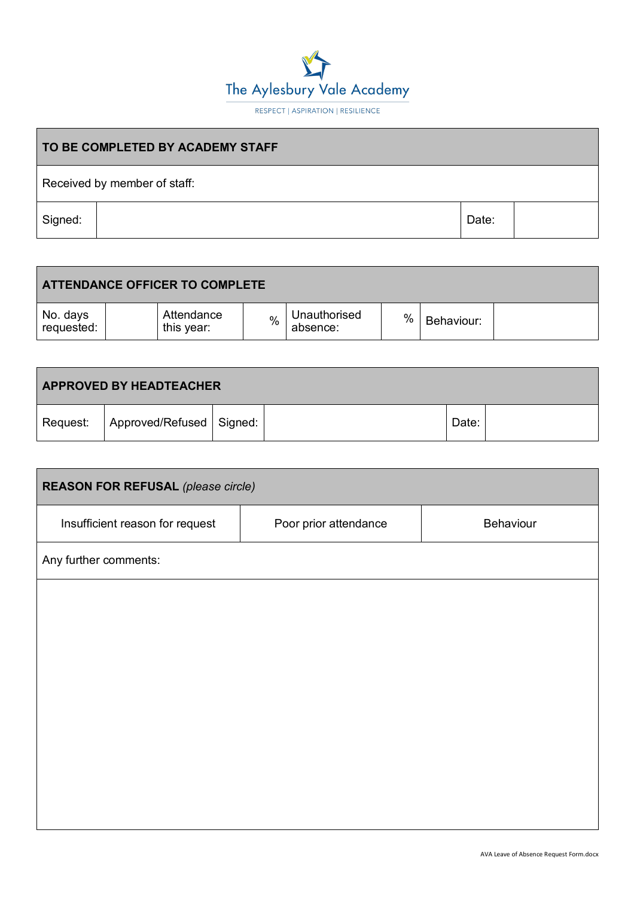The Aylesbury Vale Academy

RESPECT | ASPIRATION | RESILIENCE

| TO BE COMPLETED BY ACADEMY STAFF | | | |
|---|---|---|---|
| Received by member of staff: | | | |
| Signed: | | Date: | |

| ATTENDANCE OFFICER TO COMPLETE | | | | | | | |
|---|---|---|---|---|---|---|---|
| No. days requested: | | Attendance this year: | % | Unauthorised absence: | % | Behaviour: | |

| APPROVED BY HEADTEACHER | | | | | |
|---|---|---|---|---|---|
| Request: | Approved/Refused | Signed: | | Date: | |

| **REASON FOR REFUSAL** *(please circle)* | | |
|---|---|---|
| Insufficient reason for request | Poor prior attendance | Behaviour |
| Any further comments: | | |
| | | |